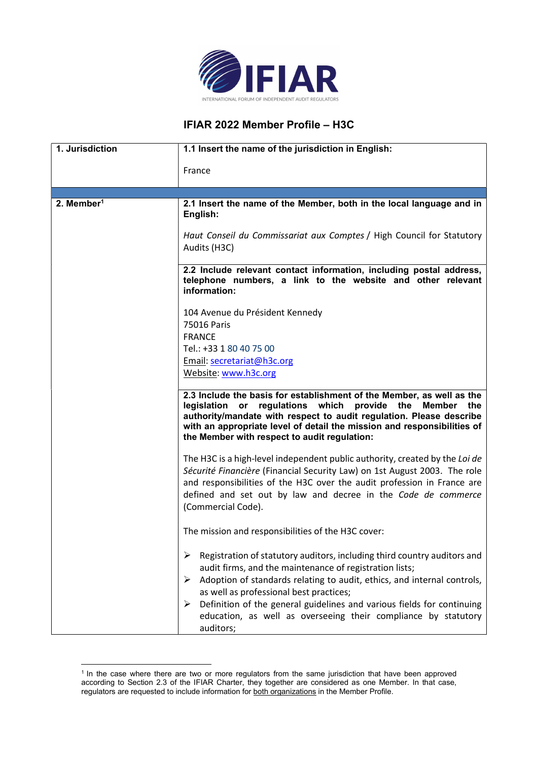# IFIAR 2022 Member Profile – H3C

| 1. Jurisdiction | 1.1 Insert the name of the jurisdiction in English: |
|---|---|
| | France |
| 2. Member[1] | **2.1 Insert the name of the Member, both in the local language and in English:** |
| | *Haut Conseil du Commissariat aux Comptes* / High Council for Statutory Audits (H3C) |
| | **2.2 Include relevant contact information, including postal address, telephone numbers, a link to the website and other relevant information:** |
| | 104 Avenue du Président Kennedy<br>75016 Paris<br>FRANCE<br>Tel.: +33 1 80 40 75 00<br>Email: secretariat@h3c.org<br>Website: www.h3c.org |
| | **2.3 Include the basis for establishment of the Member, as well as the legislation or regulations which provide the Member the authority/mandate with respect to audit regulation. Please describe with an appropriate level of detail the mission and responsibilities of the Member with respect to audit regulation:** |
| | The H3C is a high-level independent public authority, created by the *Loi de Sécurité Financière* (Financial Security Law) on 1st August 2003. The role and responsibilities of the H3C over the audit profession in France are defined and set out by law and decree in the *Code de commerce* (Commercial Code).<br><br>The mission and responsibilities of the H3C cover:<br><br>➢ Registration of statutory auditors, including third country auditors and audit firms, and the maintenance of registration lists;<br>➢ Adoption of standards relating to audit, ethics, and internal controls, as well as professional best practices;<br>➢ Definition of the general guidelines and various fields for continuing education, as well as overseeing their compliance by statutory auditors; |

[1] In the case where there are two or more regulators from the same jurisdiction that have been approved according to Section 2.3 of the IFIAR Charter, they together are considered as one Member. In that case, regulators are requested to include information for both organizations in the Member Profile.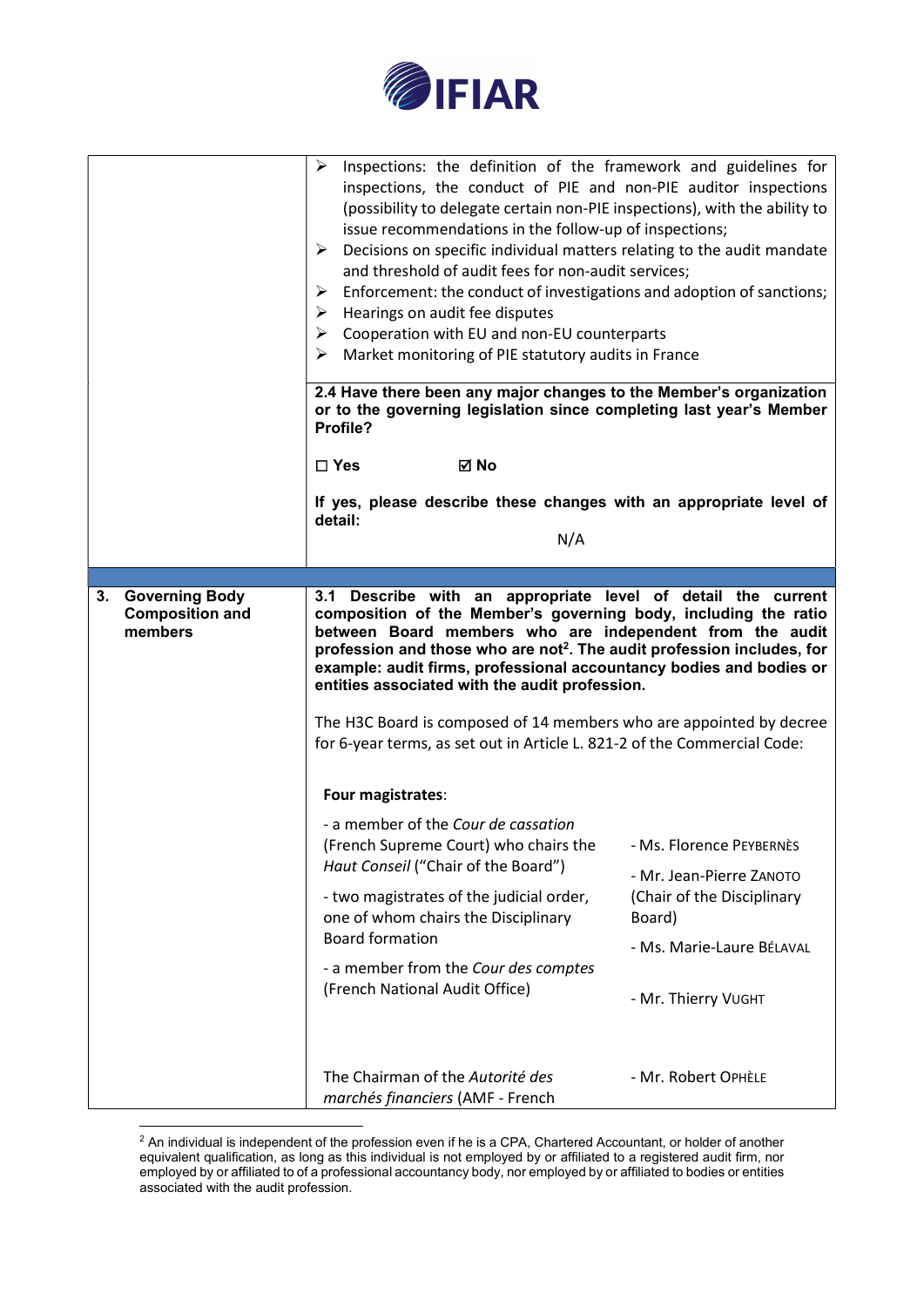| | |
|---|---|
| | ➢ Inspections: the definition of the framework and guidelines for inspections, the conduct of PIE and non-PIE auditor inspections (possibility to delegate certain non-PIE inspections), with the ability to issue recommendations in the follow-up of inspections;<br>➢ Decisions on specific individual matters relating to the audit mandate and threshold of audit fees for non-audit services;<br>➢ Enforcement: the conduct of investigations and adoption of sanctions;<br>➢ Hearings on audit fee disputes<br>➢ Cooperation with EU and non-EU counterparts<br>➢ Market monitoring of PIE statutory audits in France |
| | **2.4 Have there been any major changes to the Member's organization or to the governing legislation since completing last year's Member Profile?**<br><br>**☐ Yes ☑ No**<br><br>**If yes, please describe these changes with an appropriate level of detail:**<br>N/A |
| **3. Governing Body Composition and members** | **3.1 Describe with an appropriate level of detail the current composition of the Member's governing body, including the ratio between Board members who are independent from the audit profession and those who are not[2]. The audit profession includes, for example: audit firms, professional accountancy bodies and bodies or entities associated with the audit profession.**<br><br>The H3C Board is composed of 14 members who are appointed by decree for 6-year terms, as set out in Article L. 821-2 of the Commercial Code: |

| | |
|---|---|
| **Four magistrates**: | |
| - a member of the *Cour de cassation* (French Supreme Court) who chairs the *Haut Conseil* ("Chair of the Board") | - Ms. Florence PEYBERNÈS |
| - two magistrates of the judicial order, one of whom chairs the Disciplinary Board formation | - Mr. Jean-Pierre ZANOTO (Chair of the Disciplinary Board)<br>- Ms. Marie-Laure BÉLAVAL |
| - a member from the *Cour des comptes* (French National Audit Office) | - Mr. Thierry VUGHT |
| The Chairman of the *Autorité des marchés financiers* (AMF - French | - Mr. Robert OPHÈLE |

[2] An individual is independent of the profession even if he is a CPA, Chartered Accountant, or holder of another equivalent qualification, as long as this individual is not employed by or affiliated to a registered audit firm, nor employed by or affiliated to of a professional accountancy body, nor employed by or affiliated to bodies or entities associated with the audit profession.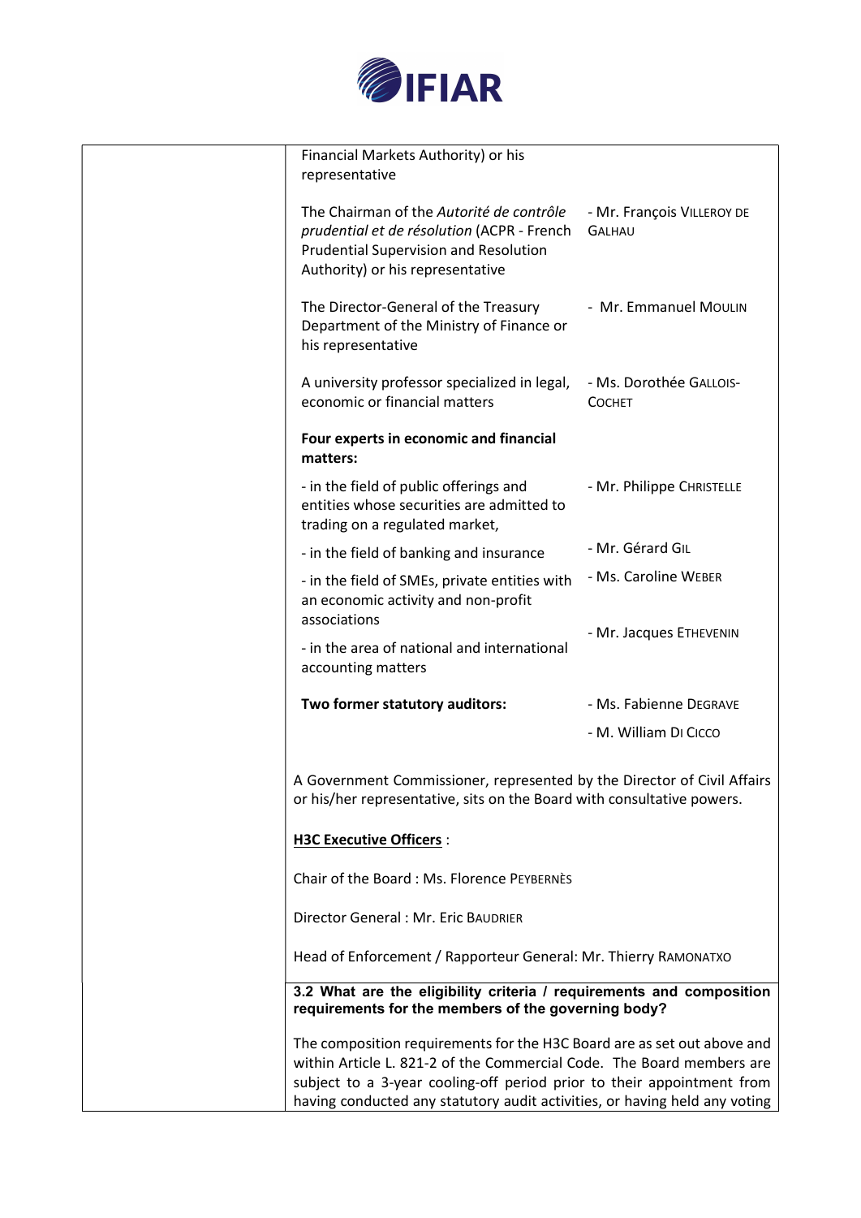| | | |
|---|---|---|
| | Financial Markets Authority) or his representative | |
| | The Chairman of the *Autorité de contrôle prudential et de résolution* (ACPR - French Prudential Supervision and Resolution Authority) or his representative | - Mr. François VILLEROY DE GALHAU |
| | The Director-General of the Treasury Department of the Ministry of Finance or his representative | - Mr. Emmanuel MOULIN |
| | A university professor specialized in legal, economic or financial matters | - Ms. Dorothée GALLOIS-COCHET |
| | **Four experts in economic and financial matters:** | |
| | - in the field of public offerings and entities whose securities are admitted to trading on a regulated market, | - Mr. Philippe CHRISTELLE |
| | - in the field of banking and insurance | - Mr. Gérard GIL |
| | - in the field of SMEs, private entities with an economic activity and non-profit associations | - Ms. Caroline WEBER |
| | - in the area of national and international accounting matters | - Mr. Jacques ETHEVENIN |
| | **Two former statutory auditors:** | - Ms. Fabienne DEGRAVE<br>- M. William DI CICCO |
| | A Government Commissioner, represented by the Director of Civil Affairs or his/her representative, sits on the Board with consultative powers.<br><br>**H3C Executive Officers** :<br><br>Chair of the Board : Ms. Florence PEYBERNÈS<br><br>Director General : Mr. Eric BAUDRIER<br><br>Head of Enforcement / Rapporteur General: Mr. Thierry RAMONATXO | |
| | **3.2 What are the eligibility criteria / requirements and composition requirements for the members of the governing body?**<br><br>The composition requirements for the H3C Board are as set out above and within Article L. 821-2 of the Commercial Code. The Board members are subject to a 3-year cooling-off period prior to their appointment from having conducted any statutory audit activities, or having held any voting | |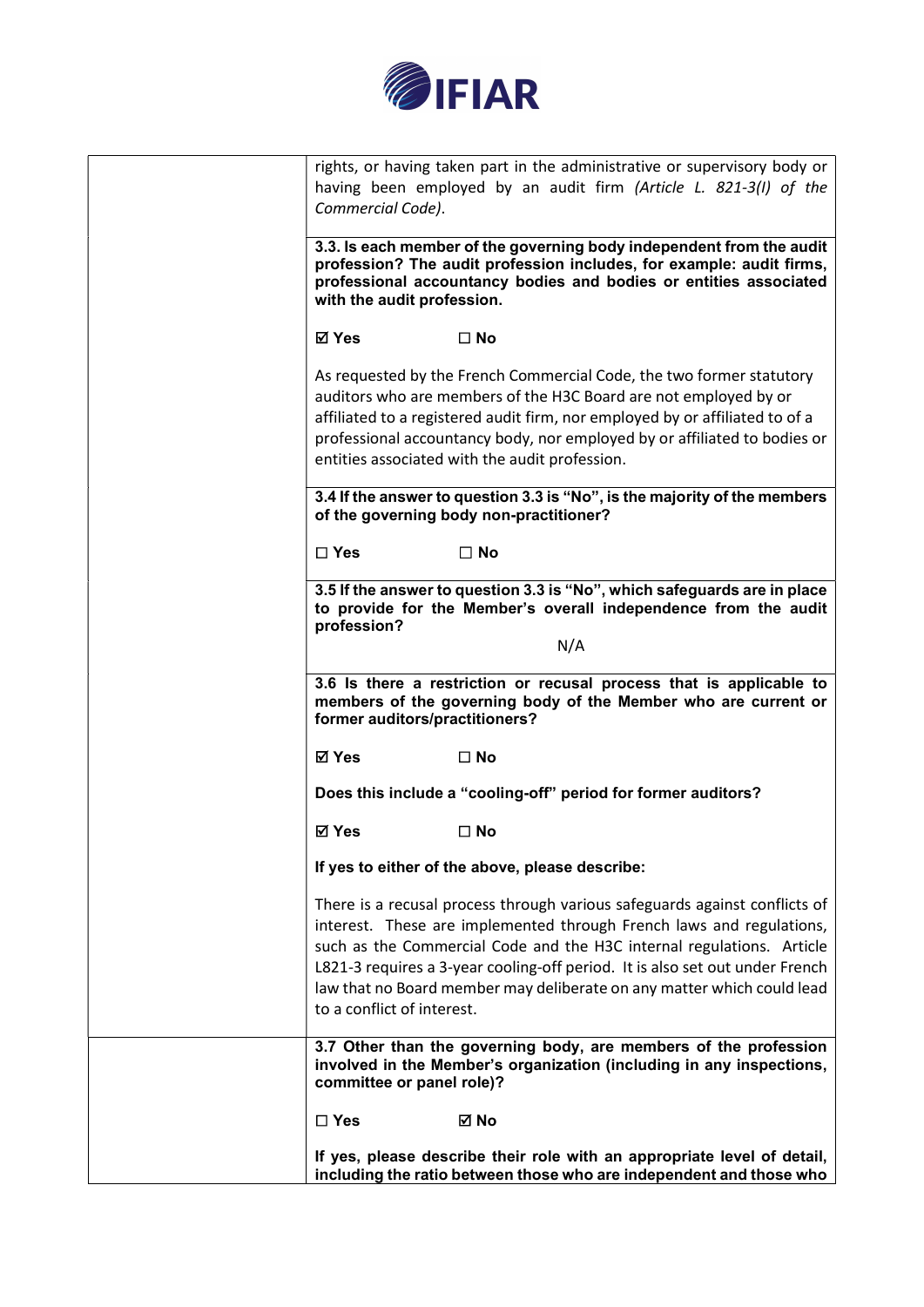| | |
|---|---|
| | rights, or having taken part in the administrative or supervisory body or having been employed by an audit firm *(Article L. 821-3(I) of the Commercial Code)*. |
| | **3.3. Is each member of the governing body independent from the audit profession? The audit profession includes, for example: audit firms, professional accountancy bodies and bodies or entities associated with the audit profession.**<br><br>**☑ Yes ☐ No**<br><br>As requested by the French Commercial Code, the two former statutory auditors who are members of the H3C Board are not employed by or affiliated to a registered audit firm, nor employed by or affiliated to of a professional accountancy body, nor employed by or affiliated to bodies or entities associated with the audit profession. |
| | **3.4 If the answer to question 3.3 is "No", is the majority of the members of the governing body non-practitioner?**<br><br>**☐ Yes ☐ No** |
| | **3.5 If the answer to question 3.3 is "No", which safeguards are in place to provide for the Member's overall independence from the audit profession?**<br><br>N/A |
| | **3.6 Is there a restriction or recusal process that is applicable to members of the governing body of the Member who are current or former auditors/practitioners?**<br><br>**☑ Yes ☐ No**<br><br>**Does this include a "cooling-off" period for former auditors?**<br><br>**☑ Yes ☐ No**<br><br>**If yes to either of the above, please describe:**<br><br>There is a recusal process through various safeguards against conflicts of interest. These are implemented through French laws and regulations, such as the Commercial Code and the H3C internal regulations. Article L821-3 requires a 3-year cooling-off period. It is also set out under French law that no Board member may deliberate on any matter which could lead to a conflict of interest. |
| | **3.7 Other than the governing body, are members of the profession involved in the Member's organization (including in any inspections, committee or panel role)?**<br><br>**☐ Yes ☑ No**<br><br>**If yes, please describe their role with an appropriate level of detail, including the ratio between those who are independent and those who** |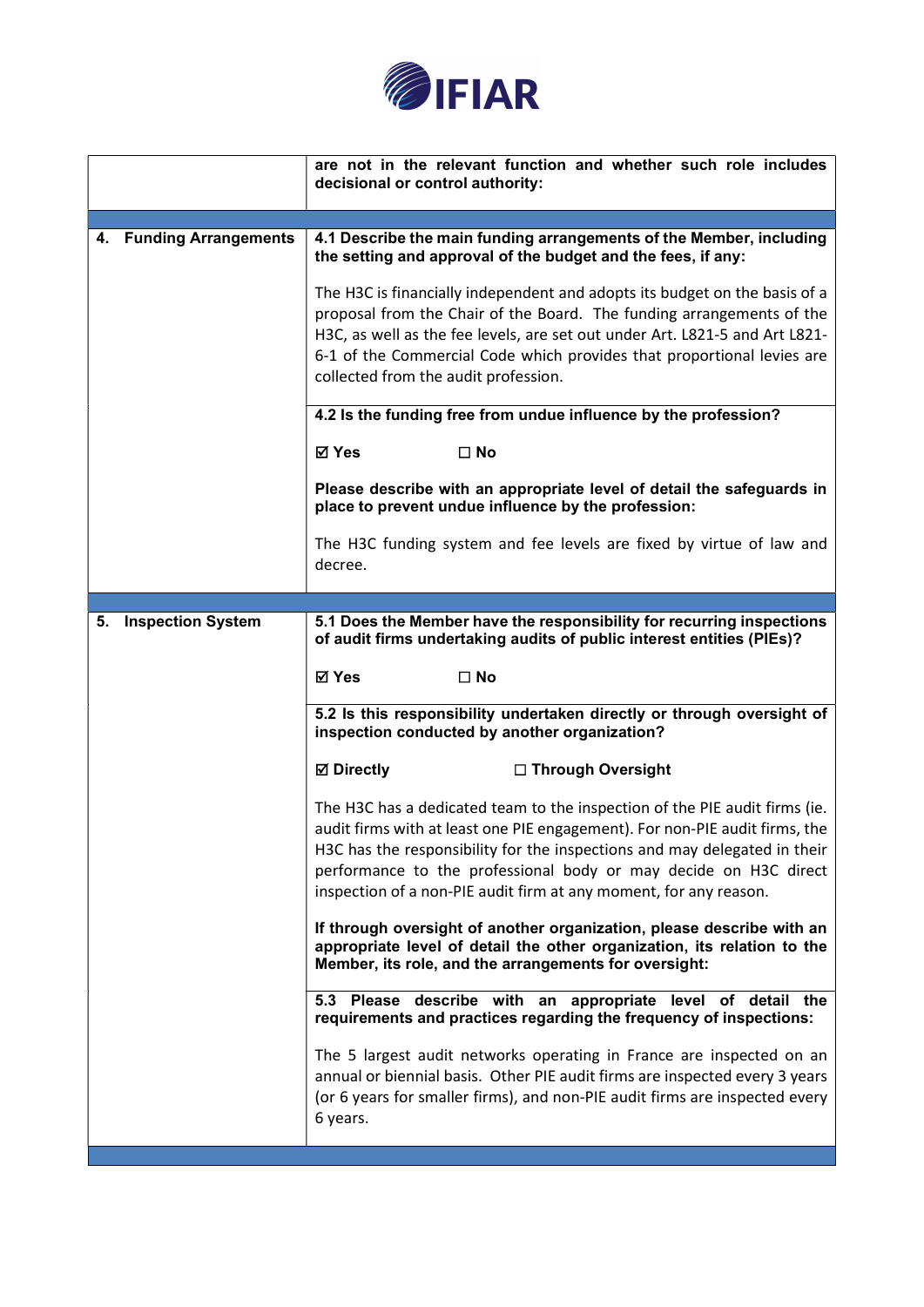| | |
|---|---|
| | **are not in the relevant function and whether such role includes decisional or control authority:** |
| **4. Funding Arrangements** | **4.1 Describe the main funding arrangements of the Member, including the setting and approval of the budget and the fees, if any:** <br><br> The H3C is financially independent and adopts its budget on the basis of a proposal from the Chair of the Board. The funding arrangements of the H3C, as well as the fee levels, are set out under Art. L821-5 and Art L821-6-1 of the Commercial Code which provides that proportional levies are collected from the audit profession. |
| | **4.2 Is the funding free from undue influence by the profession?** <br><br> **☑ Yes** **☐ No** <br><br> **Please describe with an appropriate level of detail the safeguards in place to prevent undue influence by the profession:** <br><br> The H3C funding system and fee levels are fixed by virtue of law and decree. |
| **5. Inspection System** | **5.1 Does the Member have the responsibility for recurring inspections of audit firms undertaking audits of public interest entities (PIEs)?** <br><br> **☑ Yes** **☐ No** |
| | **5.2 Is this responsibility undertaken directly or through oversight of inspection conducted by another organization?** <br><br> **☑ Directly** **☐ Through Oversight** <br><br> The H3C has a dedicated team to the inspection of the PIE audit firms (ie. audit firms with at least one PIE engagement). For non-PIE audit firms, the H3C has the responsibility for the inspections and may delegated in their performance to the professional body or may decide on H3C direct inspection of a non-PIE audit firm at any moment, for any reason. <br><br> **If through oversight of another organization, please describe with an appropriate level of detail the other organization, its relation to the Member, its role, and the arrangements for oversight:** |
| | **5.3 Please describe with an appropriate level of detail the requirements and practices regarding the frequency of inspections:** <br><br> The 5 largest audit networks operating in France are inspected on an annual or biennial basis. Other PIE audit firms are inspected every 3 years (or 6 years for smaller firms), and non-PIE audit firms are inspected every 6 years. |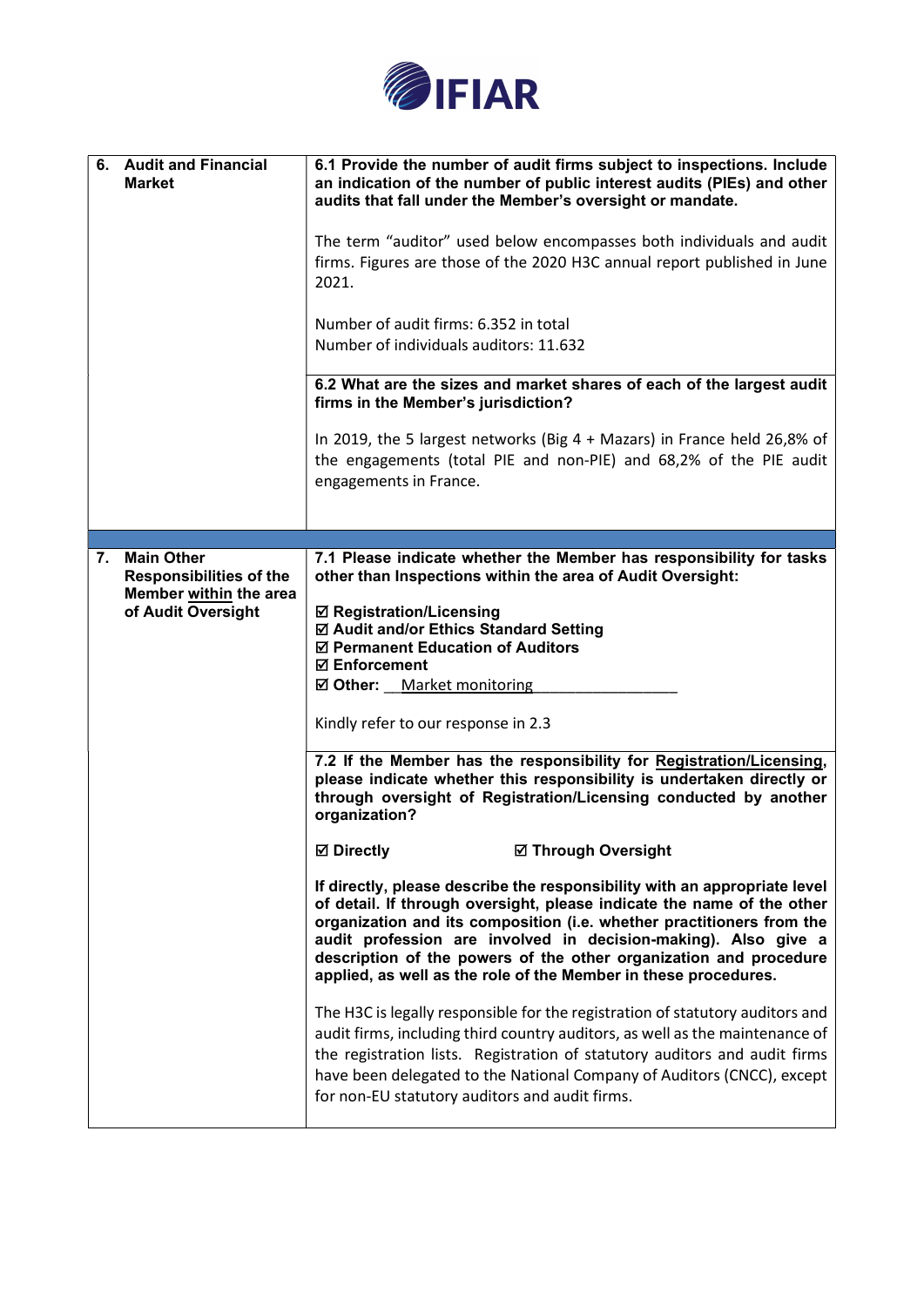| 6. Audit and Financial Market | **6.1 Provide the number of audit firms subject to inspections. Include an indication of the number of public interest audits (PIEs) and other audits that fall under the Member's oversight or mandate.**<br><br>The term "auditor" used below encompasses both individuals and audit firms. Figures are those of the 2020 H3C annual report published in June 2021.<br><br>Number of audit firms: 6.352 in total<br>Number of individuals auditors: 11.632 |
|---|---|
| | **6.2 What are the sizes and market shares of each of the largest audit firms in the Member's jurisdiction?**<br><br>In 2019, the 5 largest networks (Big 4 + Mazars) in France held 26,8% of the engagements (total PIE and non-PIE) and 68,2% of the PIE audit engagements in France. |
| | |
| 7. Main Other Responsibilities of the Member within the area of Audit Oversight | **7.1 Please indicate whether the Member has responsibility for tasks other than Inspections within the area of Audit Oversight:**<br><br>☑ **Registration/Licensing**<br>☑ **Audit and/or Ethics Standard Setting**<br>☑ **Permanent Education of Auditors**<br>☑ **Enforcement**<br>☑ **Other:** Market monitoring<br><br>Kindly refer to our response in 2.3 |
| | **7.2 If the Member has the responsibility for Registration/Licensing, please indicate whether this responsibility is undertaken directly or through oversight of Registration/Licensing conducted by another organization?**<br><br>☑ **Directly** ☑ **Through Oversight**<br><br>**If directly, please describe the responsibility with an appropriate level of detail. If through oversight, please indicate the name of the other organization and its composition (i.e. whether practitioners from the audit profession are involved in decision-making). Also give a description of the powers of the other organization and procedure applied, as well as the role of the Member in these procedures.**<br><br>The H3C is legally responsible for the registration of statutory auditors and audit firms, including third country auditors, as well as the maintenance of the registration lists. Registration of statutory auditors and audit firms have been delegated to the National Company of Auditors (CNCC), except for non-EU statutory auditors and audit firms. |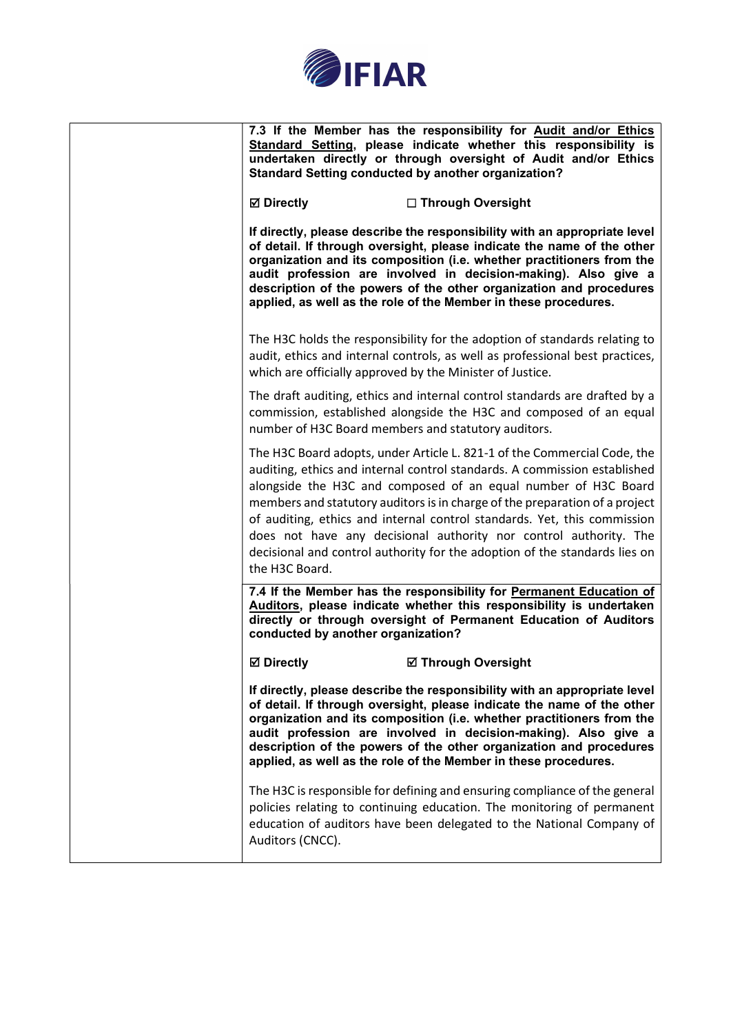| | **7.3 If the Member has the responsibility for <u>Audit and/or Ethics Standard Setting</u>, please indicate whether this responsibility is undertaken directly or through oversight of Audit and/or Ethics Standard Setting conducted by another organization?**<br><br>**☑ Directly** **☐ Through Oversight**<br><br>**If directly, please describe the responsibility with an appropriate level of detail. If through oversight, please indicate the name of the other organization and its composition (i.e. whether practitioners from the audit profession are involved in decision-making). Also give a description of the powers of the other organization and procedures applied, as well as the role of the Member in these procedures.**<br><br>The H3C holds the responsibility for the adoption of standards relating to audit, ethics and internal controls, as well as professional best practices, which are officially approved by the Minister of Justice.<br><br>The draft auditing, ethics and internal control standards are drafted by a commission, established alongside the H3C and composed of an equal number of H3C Board members and statutory auditors.<br><br>The H3C Board adopts, under Article L. 821-1 of the Commercial Code, the auditing, ethics and internal control standards. A commission established alongside the H3C and composed of an equal number of H3C Board members and statutory auditors is in charge of the preparation of a project of auditing, ethics and internal control standards. Yet, this commission does not have any decisional authority nor control authority. The decisional and control authority for the adoption of the standards lies on the H3C Board. |
|---|---|
| | **7.4 If the Member has the responsibility for <u>Permanent Education of Auditors</u>, please indicate whether this responsibility is undertaken directly or through oversight of Permanent Education of Auditors conducted by another organization?**<br><br>**☑ Directly** **☑ Through Oversight**<br><br>**If directly, please describe the responsibility with an appropriate level of detail. If through oversight, please indicate the name of the other organization and its composition (i.e. whether practitioners from the audit profession are involved in decision-making). Also give a description of the powers of the other organization and procedures applied, as well as the role of the Member in these procedures.**<br><br>The H3C is responsible for defining and ensuring compliance of the general policies relating to continuing education. The monitoring of permanent education of auditors have been delegated to the National Company of Auditors (CNCC). |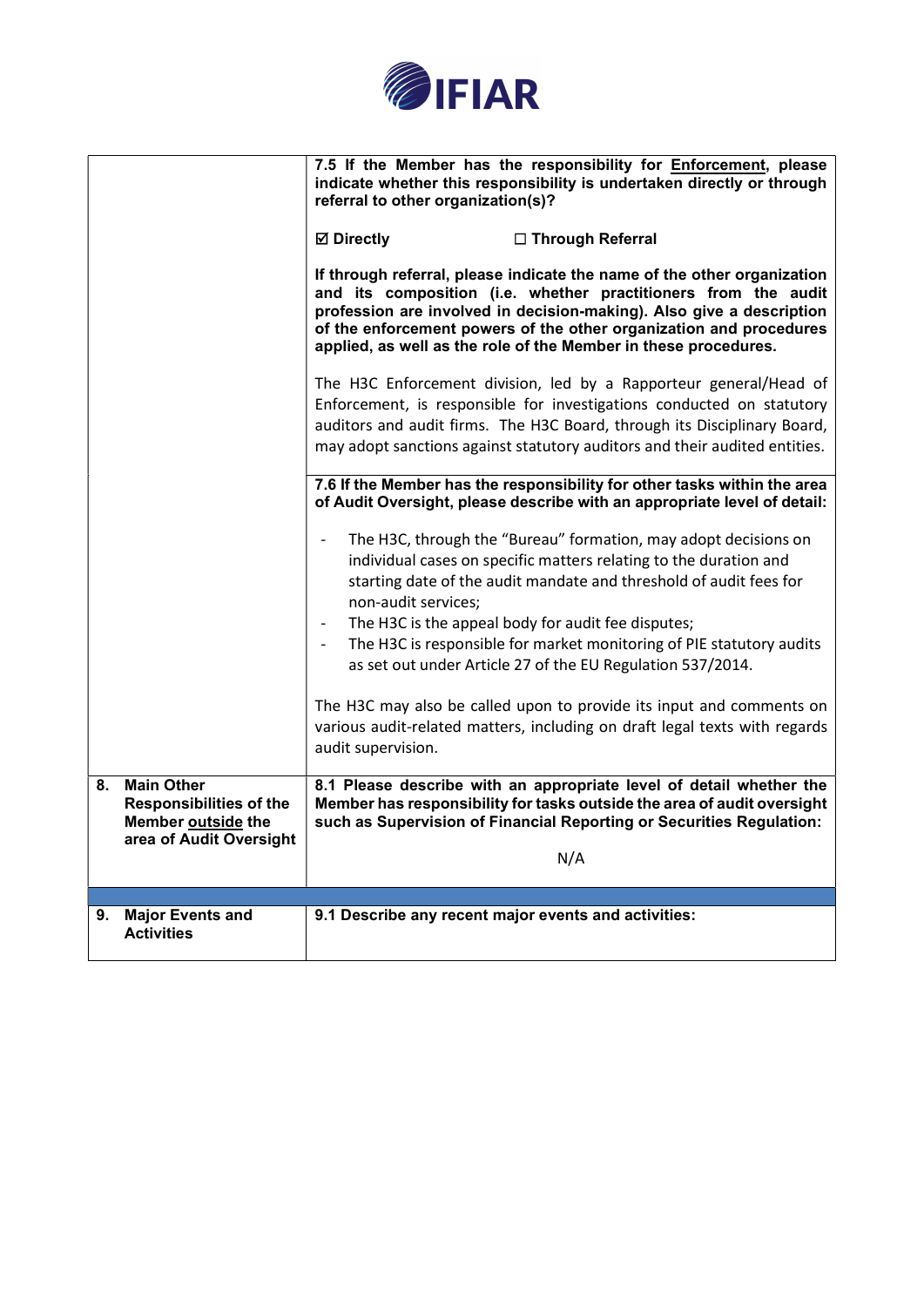| | |
|---|---|
| | **7.5 If the Member has the responsibility for <u>Enforcement</u>, please indicate whether this responsibility is undertaken directly or through referral to other organization(s)?**<br><br>**☑ Directly ☐ Through Referral**<br><br>**If through referral, please indicate the name of the other organization and its composition (i.e. whether practitioners from the audit profession are involved in decision-making). Also give a description of the enforcement powers of the other organization and procedures applied, as well as the role of the Member in these procedures.**<br><br>The H3C Enforcement division, led by a Rapporteur general/Head of Enforcement, is responsible for investigations conducted on statutory auditors and audit firms. The H3C Board, through its Disciplinary Board, may adopt sanctions against statutory auditors and their audited entities. |
| | **7.6 If the Member has the responsibility for other tasks within the area of Audit Oversight, please describe with an appropriate level of detail:**<br><br>- The H3C, through the "Bureau" formation, may adopt decisions on individual cases on specific matters relating to the duration and starting date of the audit mandate and threshold of audit fees for non-audit services;<br>- The H3C is the appeal body for audit fee disputes;<br>- The H3C is responsible for market monitoring of PIE statutory audits as set out under Article 27 of the EU Regulation 537/2014.<br><br>The H3C may also be called upon to provide its input and comments on various audit-related matters, including on draft legal texts with regards audit supervision. |
| **8. Main Other Responsibilities of the Member <u>outside</u> the area of Audit Oversight** | **8.1 Please describe with an appropriate level of detail whether the Member has responsibility for tasks outside the area of audit oversight such as Supervision of Financial Reporting or Securities Regulation:**<br><br>N/A |
| **9. Major Events and Activities** | **9.1 Describe any recent major events and activities:** |